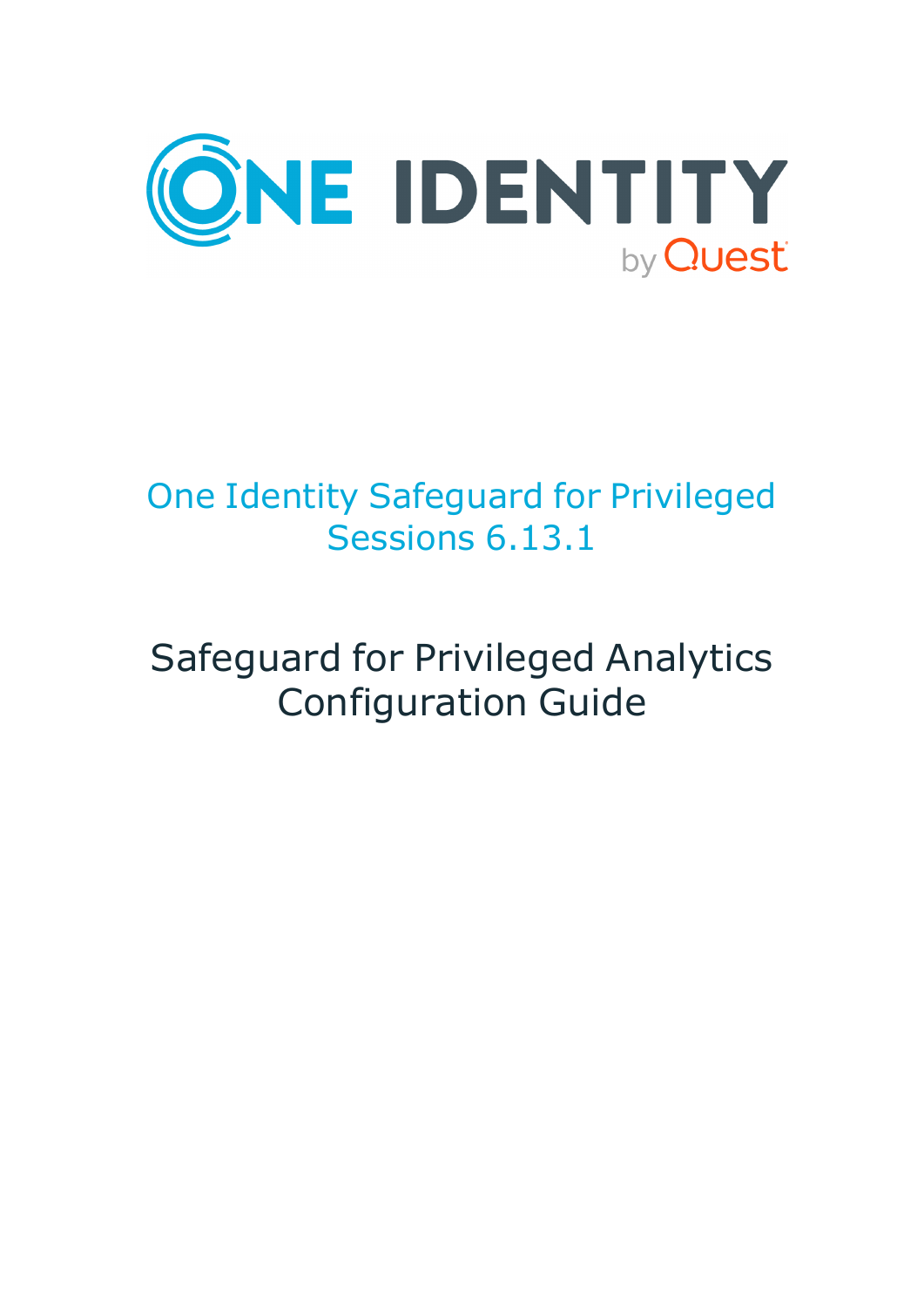ONE IDENTITY

by Quest

# One Identity Safeguard for Privileged Sessions 6.13.1

# Safeguard for Privileged Analytics Configuration Guide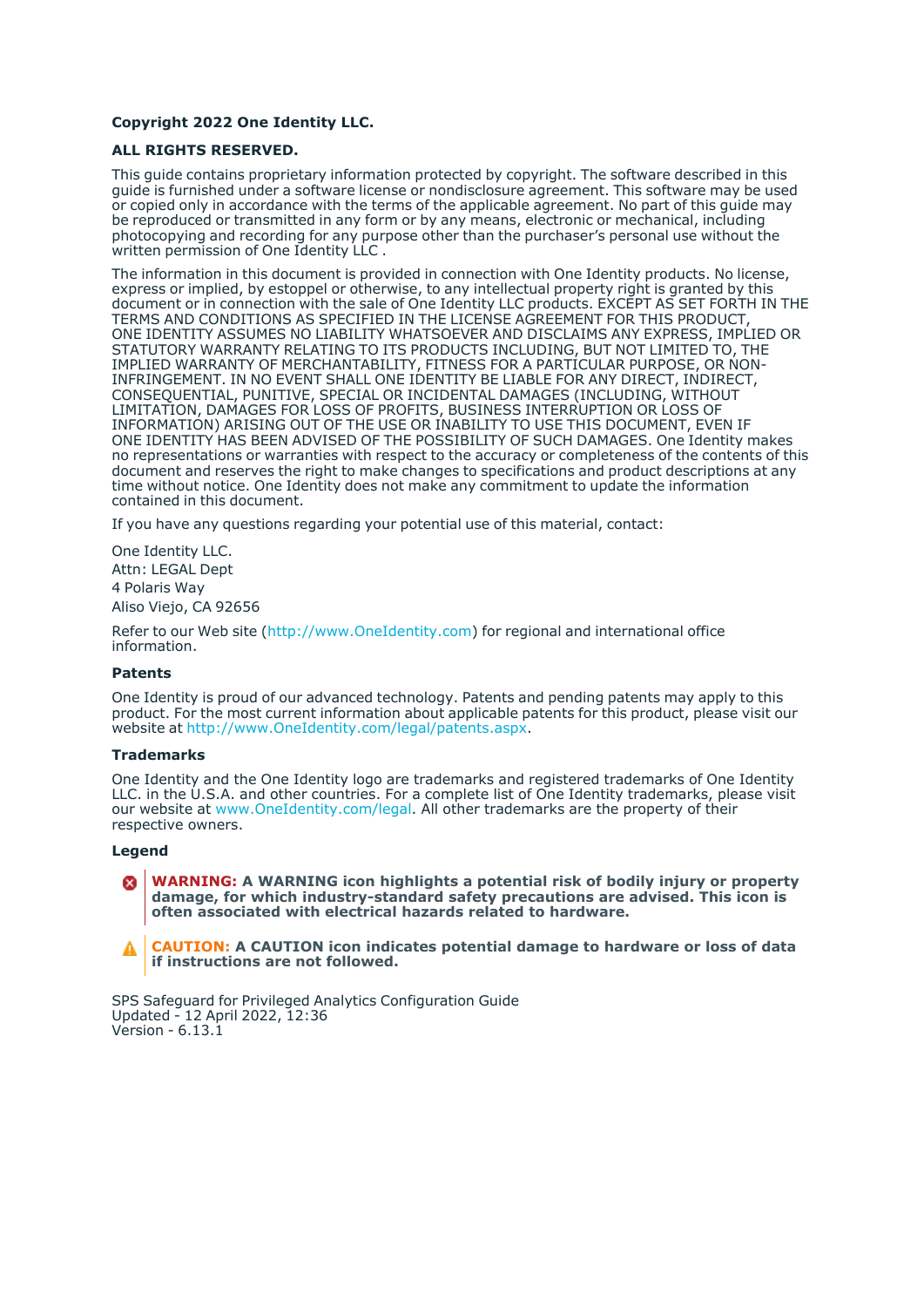**Copyright 2022 One Identity LLC.**

**ALL RIGHTS RESERVED.**

This guide contains proprietary information protected by copyright. The software described in this guide is furnished under a software license or nondisclosure agreement. This software may be used or copied only in accordance with the terms of the applicable agreement. No part of this guide may be reproduced or transmitted in any form or by any means, electronic or mechanical, including photocopying and recording for any purpose other than the purchaser's personal use without the written permission of One Identity LLC .

The information in this document is provided in connection with One Identity products. No license, express or implied, by estoppel or otherwise, to any intellectual property right is granted by this document or in connection with the sale of One Identity LLC products. EXCEPT AS SET FORTH IN THE TERMS AND CONDITIONS AS SPECIFIED IN THE LICENSE AGREEMENT FOR THIS PRODUCT, ONE IDENTITY ASSUMES NO LIABILITY WHATSOEVER AND DISCLAIMS ANY EXPRESS, IMPLIED OR STATUTORY WARRANTY RELATING TO ITS PRODUCTS INCLUDING, BUT NOT LIMITED TO, THE IMPLIED WARRANTY OF MERCHANTABILITY, FITNESS FOR A PARTICULAR PURPOSE, OR NON-INFRINGEMENT. IN NO EVENT SHALL ONE IDENTITY BE LIABLE FOR ANY DIRECT, INDIRECT, CONSEQUENTIAL, PUNITIVE, SPECIAL OR INCIDENTAL DAMAGES (INCLUDING, WITHOUT LIMITATION, DAMAGES FOR LOSS OF PROFITS, BUSINESS INTERRUPTION OR LOSS OF INFORMATION) ARISING OUT OF THE USE OR INABILITY TO USE THIS DOCUMENT, EVEN IF ONE IDENTITY HAS BEEN ADVISED OF THE POSSIBILITY OF SUCH DAMAGES. One Identity makes no representations or warranties with respect to the accuracy or completeness of the contents of this document and reserves the right to make changes to specifications and product descriptions at any time without notice. One Identity does not make any commitment to update the information contained in this document.

If you have any questions regarding your potential use of this material, contact:

One Identity LLC.
Attn: LEGAL Dept
4 Polaris Way
Aliso Viejo, CA 92656

Refer to our Web site (http://www.OneIdentity.com) for regional and international office information.

### Patents

One Identity is proud of our advanced technology. Patents and pending patents may apply to this product. For the most current information about applicable patents for this product, please visit our website at http://www.OneIdentity.com/legal/patents.aspx.

### Trademarks

One Identity and the One Identity logo are trademarks and registered trademarks of One Identity LLC. in the U.S.A. and other countries. For a complete list of One Identity trademarks, please visit our website at www.OneIdentity.com/legal. All other trademarks are the property of their respective owners.

### Legend

**WARNING: A WARNING icon highlights a potential risk of bodily injury or property damage, for which industry-standard safety precautions are advised. This icon is often associated with electrical hazards related to hardware.**

**CAUTION: A CAUTION icon indicates potential damage to hardware or loss of data if instructions are not followed.**

SPS Safeguard for Privileged Analytics Configuration Guide
Updated - 12 April 2022, 12:36
Version - 6.13.1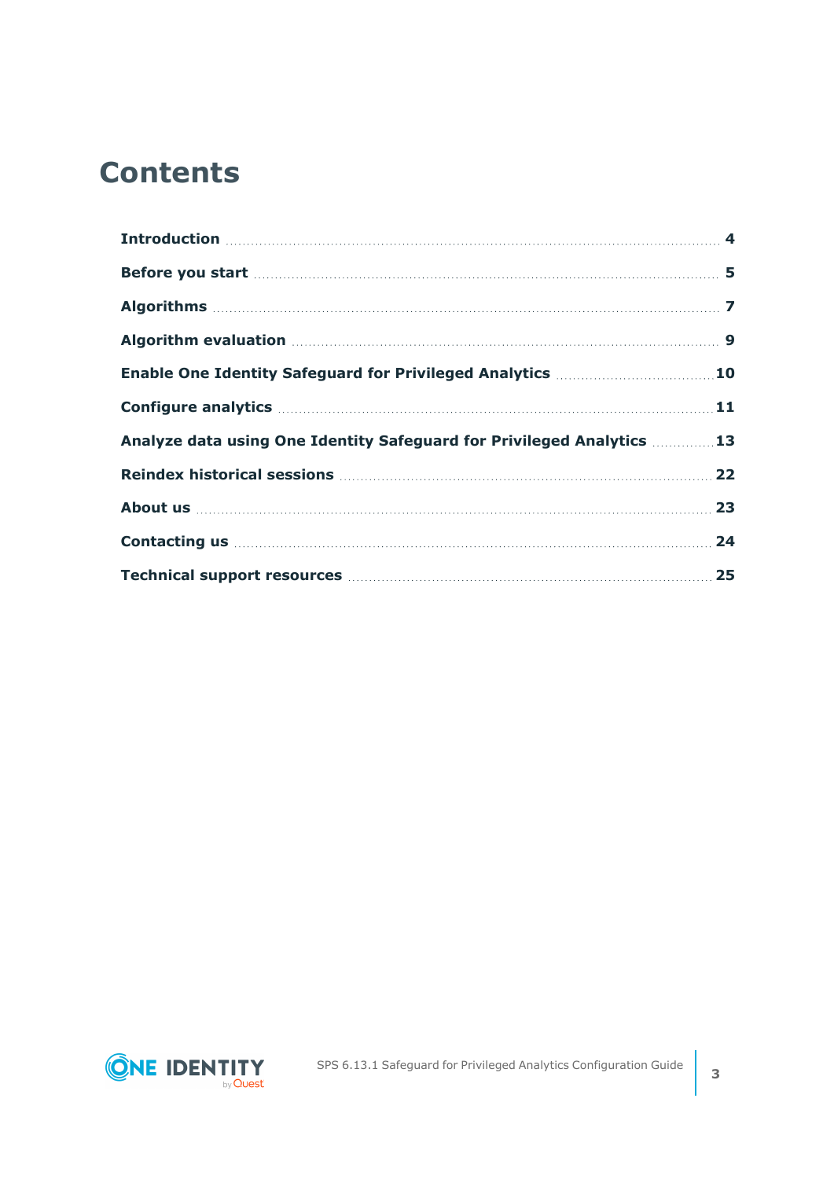# Contents

| | |
|---|---|
| **Introduction** | **4** |
| **Before you start** | **5** |
| **Algorithms** | **7** |
| **Algorithm evaluation** | **9** |
| **Enable One Identity Safeguard for Privileged Analytics** | **10** |
| **Configure analytics** | **11** |
| **Analyze data using One Identity Safeguard for Privileged Analytics** | **13** |
| **Reindex historical sessions** | **22** |
| **About us** | **23** |
| **Contacting us** | **24** |
| **Technical support resources** | **25** |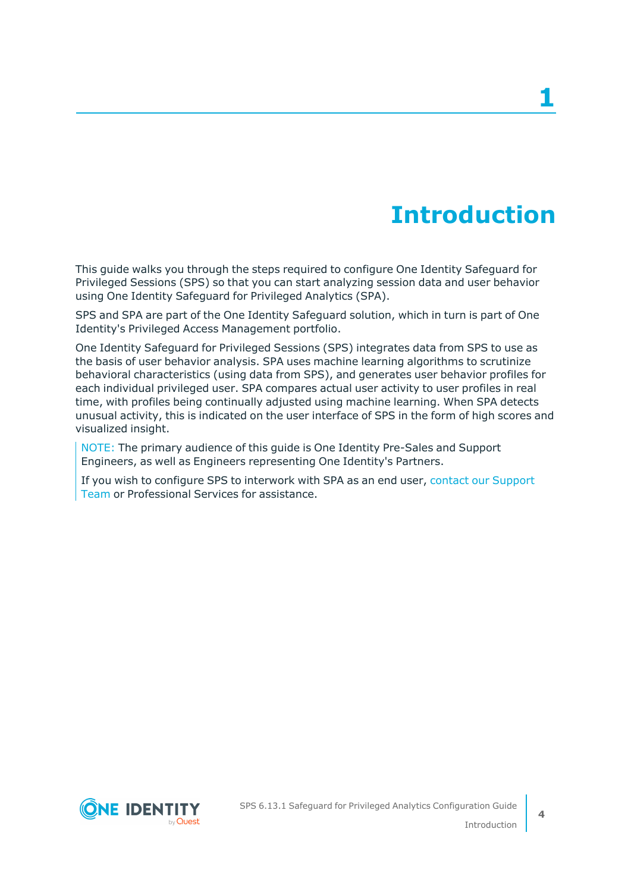# 1 Introduction

This guide walks you through the steps required to configure One Identity Safeguard for Privileged Sessions (SPS) so that you can start analyzing session data and user behavior using One Identity Safeguard for Privileged Analytics (SPA).

SPS and SPA are part of the One Identity Safeguard solution, which in turn is part of One Identity's Privileged Access Management portfolio.

One Identity Safeguard for Privileged Sessions (SPS) integrates data from SPS to use as the basis of user behavior analysis. SPA uses machine learning algorithms to scrutinize behavioral characteristics (using data from SPS), and generates user behavior profiles for each individual privileged user. SPA compares actual user activity to user profiles in real time, with profiles being continually adjusted using machine learning. When SPA detects unusual activity, this is indicated on the user interface of SPS in the form of high scores and visualized insight.

> NOTE: The primary audience of this guide is One Identity Pre-Sales and Support Engineers, as well as Engineers representing One Identity's Partners.
>
> If you wish to configure SPS to interwork with SPA as an end user, contact our Support Team or Professional Services for assistance.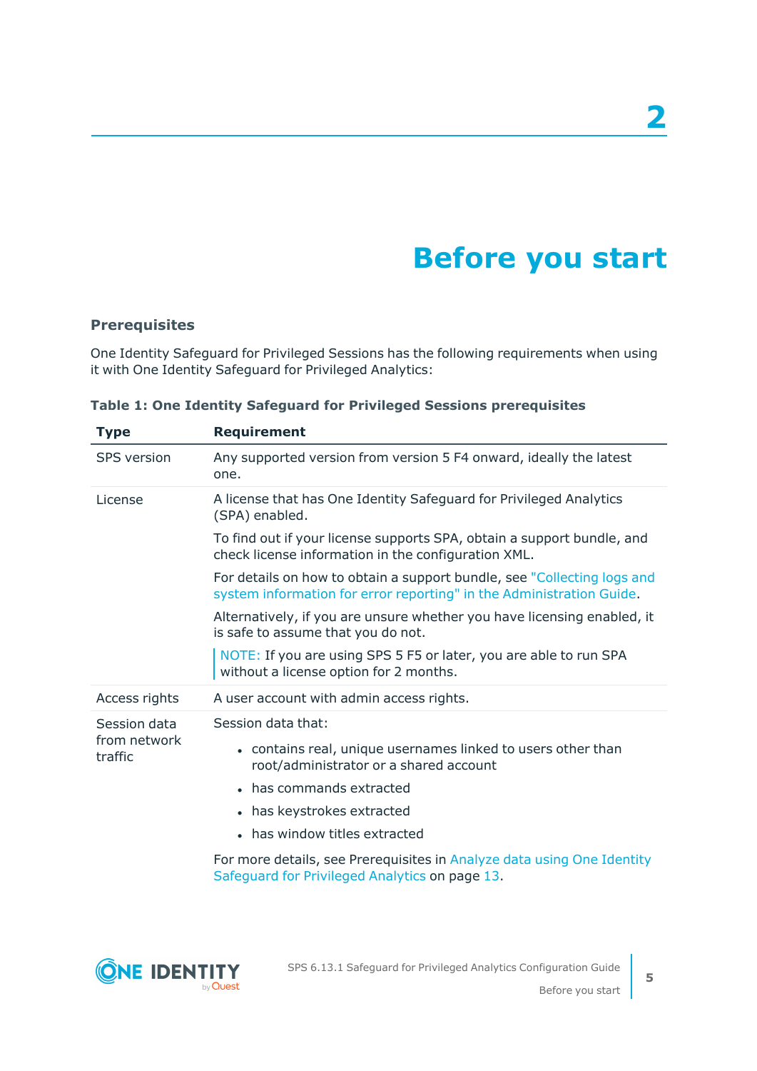# 2 Before you start

### Prerequisites

One Identity Safeguard for Privileged Sessions has the following requirements when using it with One Identity Safeguard for Privileged Analytics:

**Table 1: One Identity Safeguard for Privileged Sessions prerequisites**

| Type | Requirement |
|---|---|
| SPS version | Any supported version from version 5 F4 onward, ideally the latest one. |
| License | A license that has One Identity Safeguard for Privileged Analytics (SPA) enabled.<br><br>To find out if your license supports SPA, obtain a support bundle, and check license information in the configuration XML.<br><br>For details on how to obtain a support bundle, see "Collecting logs and system information for error reporting" in the Administration Guide.<br><br>Alternatively, if you are unsure whether you have licensing enabled, it is safe to assume that you do not.<br><br>NOTE: If you are using SPS 5 F5 or later, you are able to run SPA without a license option for 2 months. |
| Access rights | A user account with admin access rights. |
| Session data from network traffic | Session data that:<br>• contains real, unique usernames linked to users other than root/administrator or a shared account<br>• has commands extracted<br>• has keystrokes extracted<br>• has window titles extracted<br><br>For more details, see Prerequisites in Analyze data using One Identity Safeguard for Privileged Analytics on page 13. |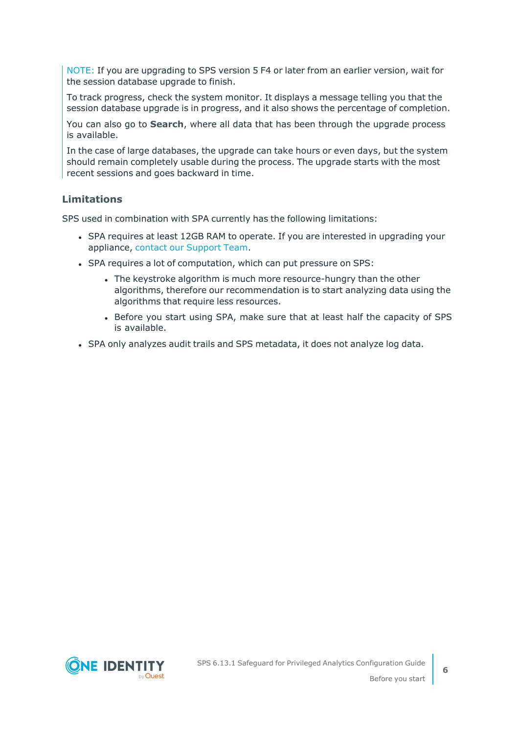NOTE: If you are upgrading to SPS version 5 F4 or later from an earlier version, wait for the session database upgrade to finish.

To track progress, check the system monitor. It displays a message telling you that the session database upgrade is in progress, and it also shows the percentage of completion.

You can also go to **Search**, where all data that has been through the upgrade process is available.

In the case of large databases, the upgrade can take hours or even days, but the system should remain completely usable during the process. The upgrade starts with the most recent sessions and goes backward in time.

### Limitations

SPS used in combination with SPA currently has the following limitations:

- SPA requires at least 12GB RAM to operate. If you are interested in upgrading your appliance, contact our Support Team.
- SPA requires a lot of computation, which can put pressure on SPS:
  - The keystroke algorithm is much more resource-hungry than the other algorithms, therefore our recommendation is to start analyzing data using the algorithms that require less resources.
  - Before you start using SPA, make sure that at least half the capacity of SPS is available.
- SPA only analyzes audit trails and SPS metadata, it does not analyze log data.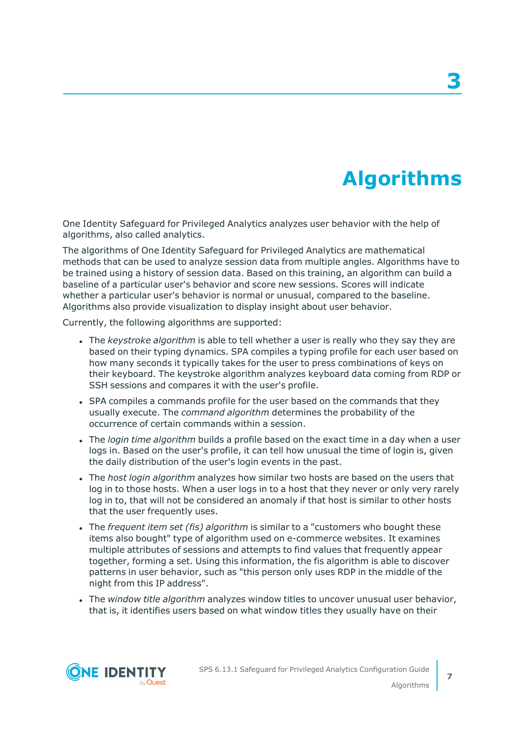# 3 Algorithms

One Identity Safeguard for Privileged Analytics analyzes user behavior with the help of algorithms, also called analytics.

The algorithms of One Identity Safeguard for Privileged Analytics are mathematical methods that can be used to analyze session data from multiple angles. Algorithms have to be trained using a history of session data. Based on this training, an algorithm can build a baseline of a particular user's behavior and score new sessions. Scores will indicate whether a particular user's behavior is normal or unusual, compared to the baseline. Algorithms also provide visualization to display insight about user behavior.

Currently, the following algorithms are supported:

- The *keystroke algorithm* is able to tell whether a user is really who they say they are based on their typing dynamics. SPA compiles a typing profile for each user based on how many seconds it typically takes for the user to press combinations of keys on their keyboard. The keystroke algorithm analyzes keyboard data coming from RDP or SSH sessions and compares it with the user's profile.
- SPA compiles a commands profile for the user based on the commands that they usually execute. The *command algorithm* determines the probability of the occurrence of certain commands within a session.
- The *login time algorithm* builds a profile based on the exact time in a day when a user logs in. Based on the user's profile, it can tell how unusual the time of login is, given the daily distribution of the user's login events in the past.
- The *host login algorithm* analyzes how similar two hosts are based on the users that log in to those hosts. When a user logs in to a host that they never or only very rarely log in to, that will not be considered an anomaly if that host is similar to other hosts that the user frequently uses.
- The *frequent item set (fis) algorithm* is similar to a "customers who bought these items also bought" type of algorithm used on e-commerce websites. It examines multiple attributes of sessions and attempts to find values that frequently appear together, forming a set. Using this information, the fis algorithm is able to discover patterns in user behavior, such as "this person only uses RDP in the middle of the night from this IP address".
- The *window title algorithm* analyzes window titles to uncover unusual user behavior, that is, it identifies users based on what window titles they usually have on their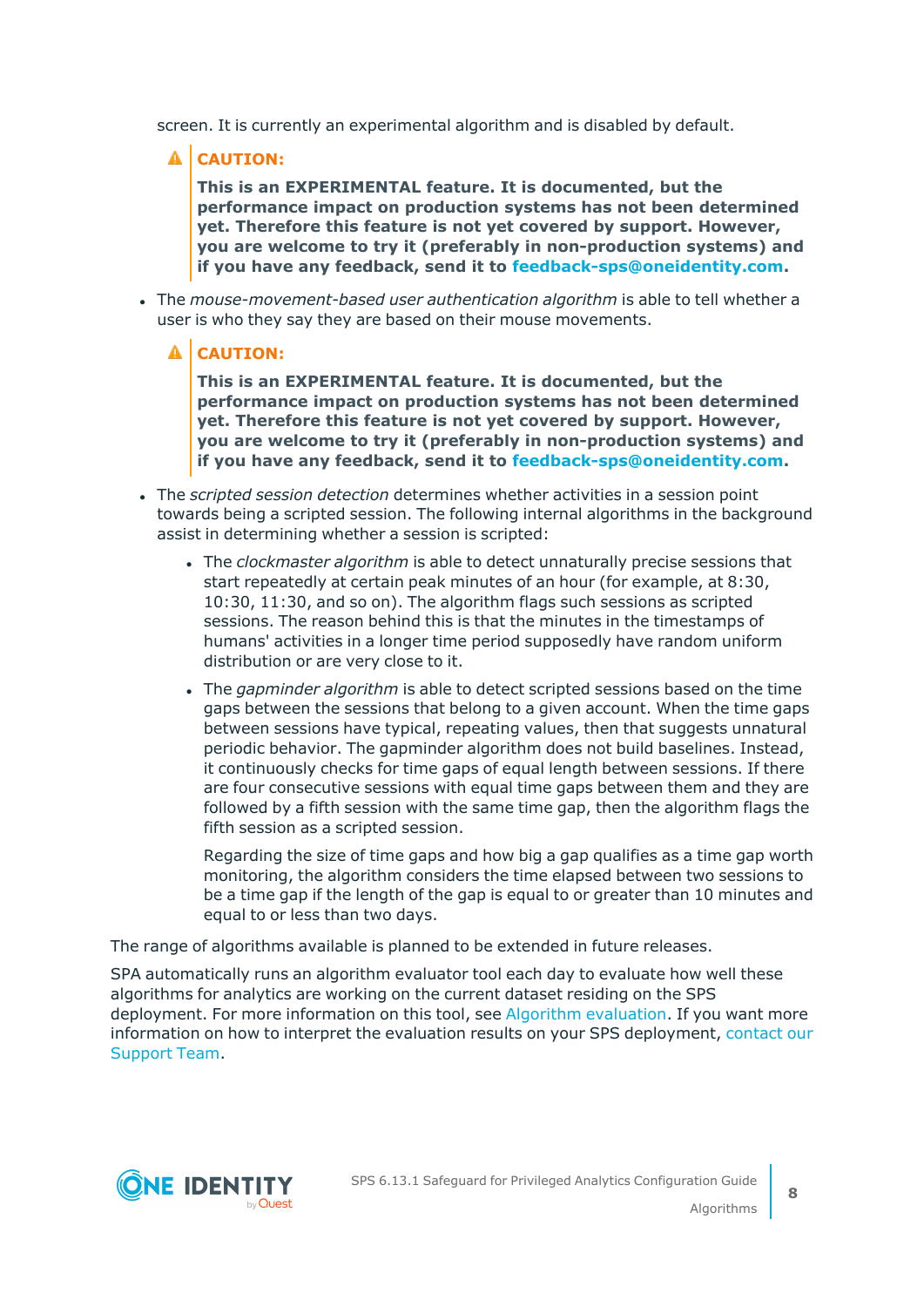screen. It is currently an experimental algorithm and is disabled by default.

> **CAUTION:**
>
> **This is an EXPERIMENTAL feature. It is documented, but the performance impact on production systems has not been determined yet. Therefore this feature is not yet covered by support. However, you are welcome to try it (preferably in non-production systems) and if you have any feedback, send it to feedback-sps@oneidentity.com.**

- The *mouse-movement-based user authentication algorithm* is able to tell whether a user is who they say they are based on their mouse movements.

  > **CAUTION:**
  >
  > **This is an EXPERIMENTAL feature. It is documented, but the performance impact on production systems has not been determined yet. Therefore this feature is not yet covered by support. However, you are welcome to try it (preferably in non-production systems) and if you have any feedback, send it to feedback-sps@oneidentity.com.**

- The *scripted session detection* determines whether activities in a session point towards being a scripted session. The following internal algorithms in the background assist in determining whether a session is scripted:

  - The *clockmaster algorithm* is able to detect unnaturally precise sessions that start repeatedly at certain peak minutes of an hour (for example, at 8:30, 10:30, 11:30, and so on). The algorithm flags such sessions as scripted sessions. The reason behind this is that the minutes in the timestamps of humans' activities in a longer time period supposedly have random uniform distribution or are very close to it.
  - The *gapminder algorithm* is able to detect scripted sessions based on the time gaps between the sessions that belong to a given account. When the time gaps between sessions have typical, repeating values, then that suggests unnatural periodic behavior. The gapminder algorithm does not build baselines. Instead, it continuously checks for time gaps of equal length between sessions. If there are four consecutive sessions with equal time gaps between them and they are followed by a fifth session with the same time gap, then the algorithm flags the fifth session as a scripted session.

    Regarding the size of time gaps and how big a gap qualifies as a time gap worth monitoring, the algorithm considers the time elapsed between two sessions to be a time gap if the length of the gap is equal to or greater than 10 minutes and equal to or less than two days.

The range of algorithms available is planned to be extended in future releases.

SPA automatically runs an algorithm evaluator tool each day to evaluate how well these algorithms for analytics are working on the current dataset residing on the SPS deployment. For more information on this tool, see Algorithm evaluation. If you want more information on how to interpret the evaluation results on your SPS deployment, contact our Support Team.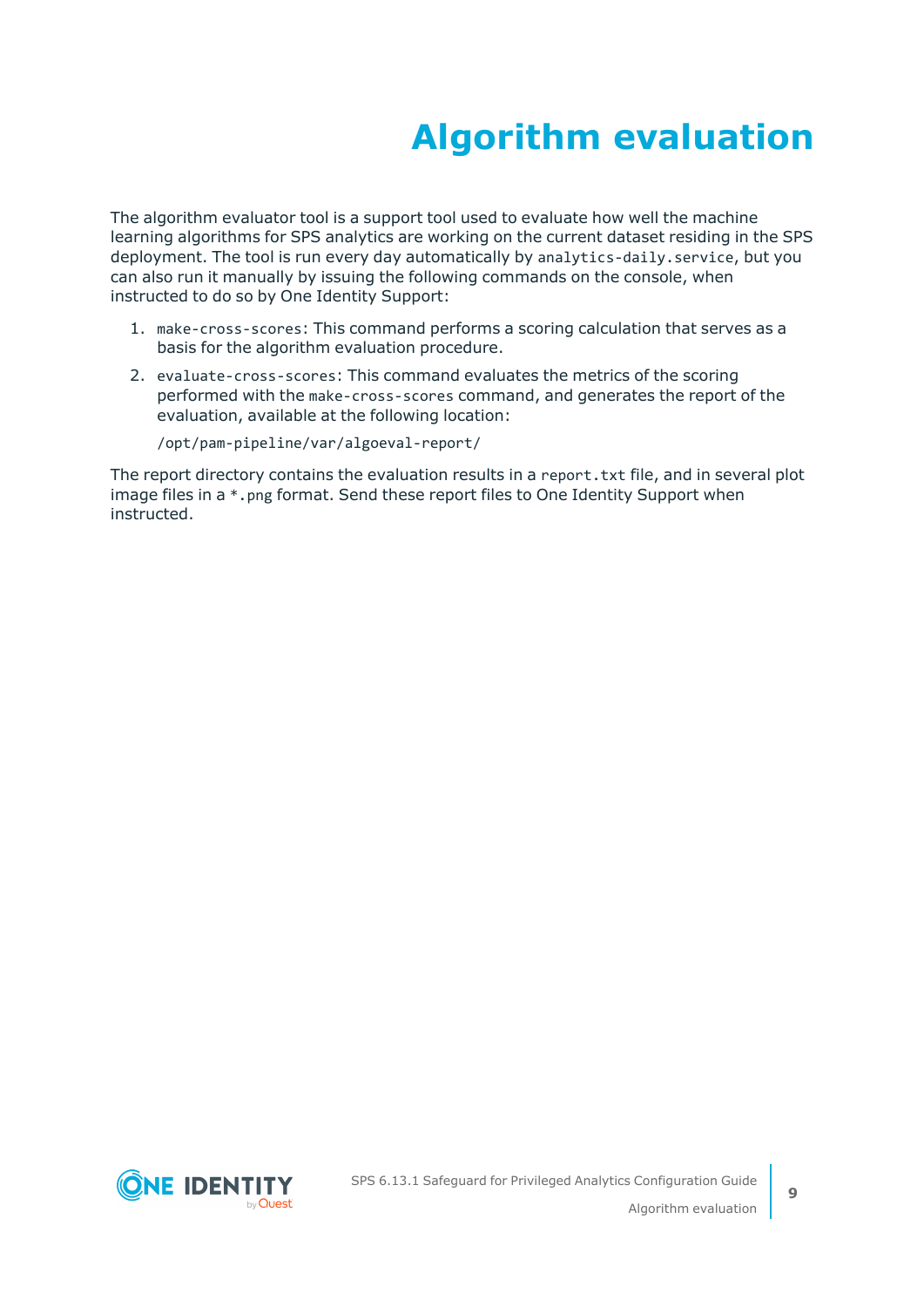# Algorithm evaluation

The algorithm evaluator tool is a support tool used to evaluate how well the machine learning algorithms for SPS analytics are working on the current dataset residing in the SPS deployment. The tool is run every day automatically by `analytics-daily.service`, but you can also run it manually by issuing the following commands on the console, when instructed to do so by One Identity Support:

1. `make-cross-scores`: This command performs a scoring calculation that serves as a basis for the algorithm evaluation procedure.
2. `evaluate-cross-scores`: This command evaluates the metrics of the scoring performed with the `make-cross-scores` command, and generates the report of the evaluation, available at the following location:

   `/opt/pam-pipeline/var/algoeval-report/`

The report directory contains the evaluation results in a `report.txt` file, and in several plot image files in a `*.png` format. Send these report files to One Identity Support when instructed.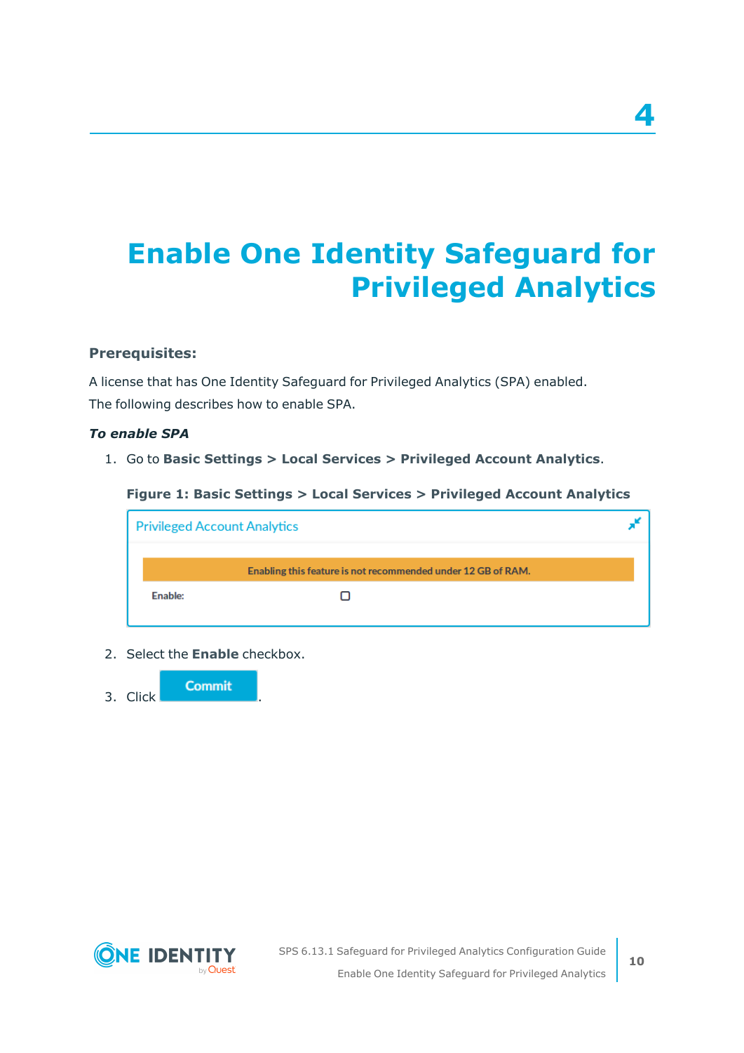# 4 Enable One Identity Safeguard for Privileged Analytics

**Prerequisites:**

A license that has One Identity Safeguard for Privileged Analytics (SPA) enabled.

The following describes how to enable SPA.

***To enable SPA***

1. Go to **Basic Settings > Local Services > Privileged Account Analytics**.

   **Figure 1: Basic Settings > Local Services > Privileged Account Analytics**

2. Select the **Enable** checkbox.
3. Click **Commit**.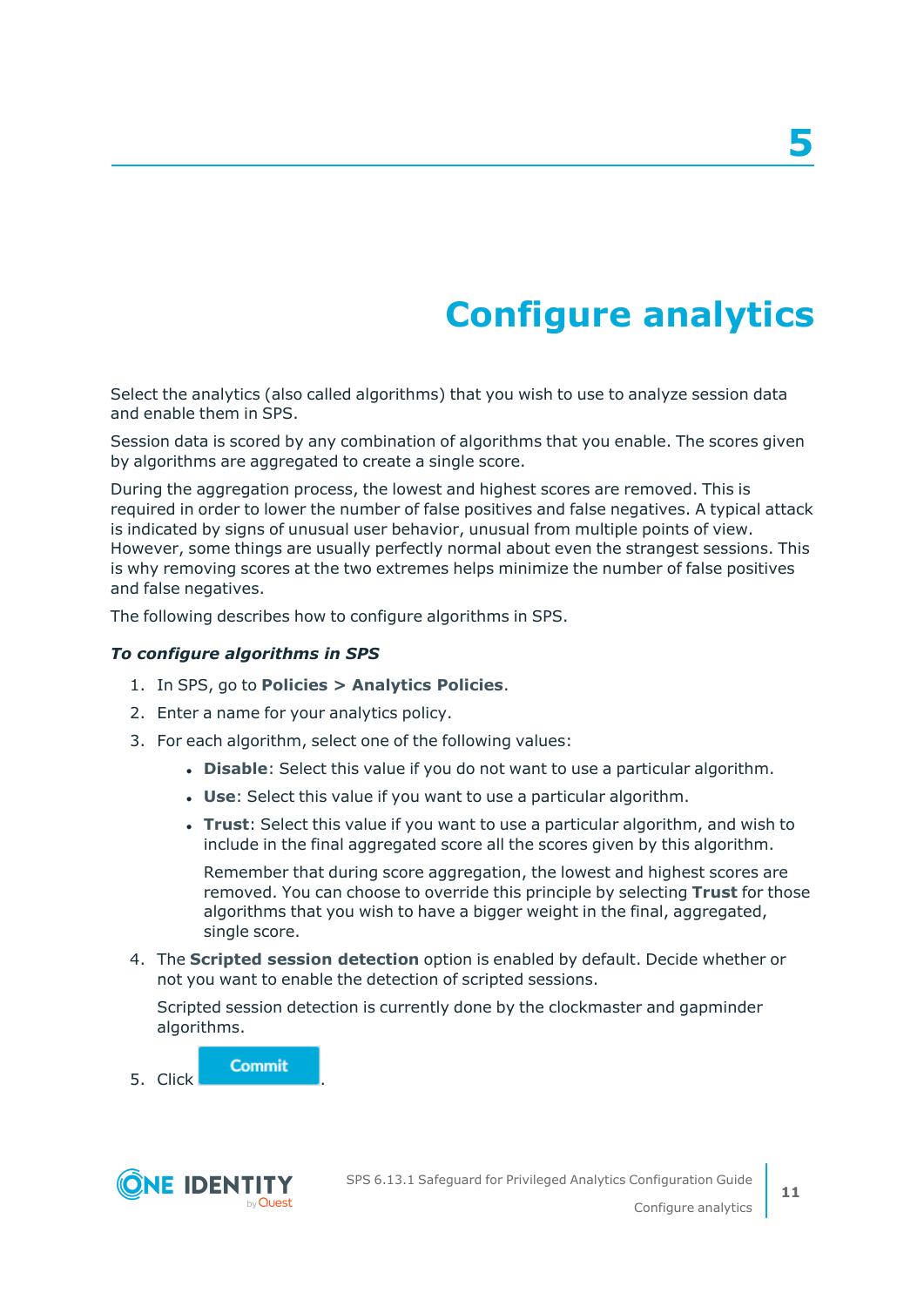# 5

# Configure analytics

Select the analytics (also called algorithms) that you wish to use to analyze session data and enable them in SPS.

Session data is scored by any combination of algorithms that you enable. The scores given by algorithms are aggregated to create a single score.

During the aggregation process, the lowest and highest scores are removed. This is required in order to lower the number of false positives and false negatives. A typical attack is indicated by signs of unusual user behavior, unusual from multiple points of view. However, some things are usually perfectly normal about even the strangest sessions. This is why removing scores at the two extremes helps minimize the number of false positives and false negatives.

The following describes how to configure algorithms in SPS.

***To configure algorithms in SPS***

1. In SPS, go to **Policies > Analytics Policies**.
2. Enter a name for your analytics policy.
3. For each algorithm, select one of the following values:
   - **Disable**: Select this value if you do not want to use a particular algorithm.
   - **Use**: Select this value if you want to use a particular algorithm.
   - **Trust**: Select this value if you want to use a particular algorithm, and wish to include in the final aggregated score all the scores given by this algorithm.

     Remember that during score aggregation, the lowest and highest scores are removed. You can choose to override this principle by selecting **Trust** for those algorithms that you wish to have a bigger weight in the final, aggregated, single score.
4. The **Scripted session detection** option is enabled by default. Decide whether or not you want to enable the detection of scripted sessions.

   Scripted session detection is currently done by the clockmaster and gapminder algorithms.
5. Click **Commit**.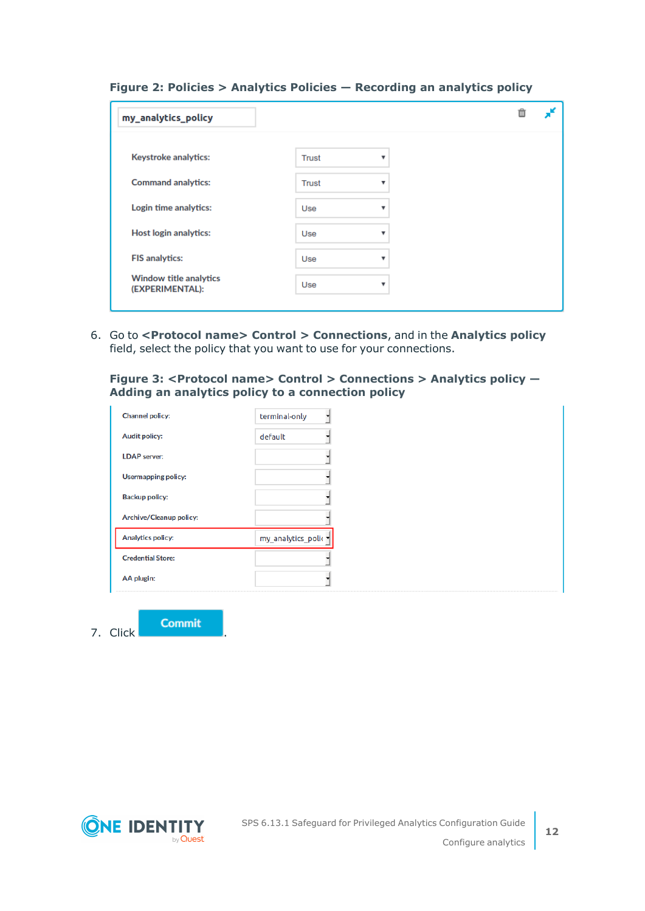**Figure 2: Policies > Analytics Policies — Recording an analytics policy**

6. Go to **<Protocol name> Control > Connections**, and in the **Analytics policy** field, select the policy that you want to use for your connections.

**Figure 3: <Protocol name> Control > Connections > Analytics policy — Adding an analytics policy to a connection policy**

7. Click **Commit**.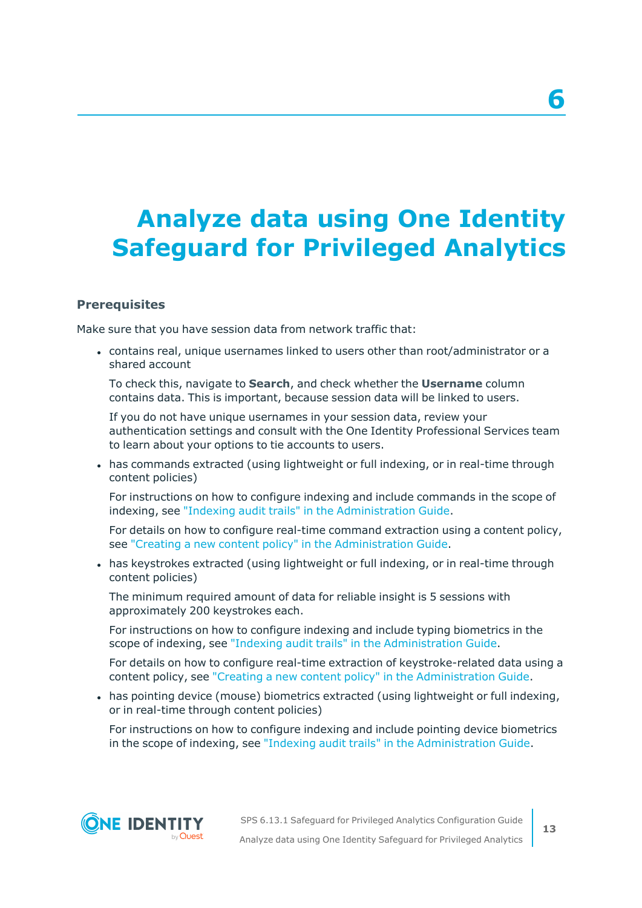# 6

# Analyze data using One Identity Safeguard for Privileged Analytics

### Prerequisites

Make sure that you have session data from network traffic that:

- contains real, unique usernames linked to users other than root/administrator or a shared account

  To check this, navigate to **Search**, and check whether the **Username** column contains data. This is important, because session data will be linked to users.

  If you do not have unique usernames in your session data, review your authentication settings and consult with the One Identity Professional Services team to learn about your options to tie accounts to users.

- has commands extracted (using lightweight or full indexing, or in real-time through content policies)

  For instructions on how to configure indexing and include commands in the scope of indexing, see "Indexing audit trails" in the Administration Guide.

  For details on how to configure real-time command extraction using a content policy, see "Creating a new content policy" in the Administration Guide.

- has keystrokes extracted (using lightweight or full indexing, or in real-time through content policies)

  The minimum required amount of data for reliable insight is 5 sessions with approximately 200 keystrokes each.

  For instructions on how to configure indexing and include typing biometrics in the scope of indexing, see "Indexing audit trails" in the Administration Guide.

  For details on how to configure real-time extraction of keystroke-related data using a content policy, see "Creating a new content policy" in the Administration Guide.

- has pointing device (mouse) biometrics extracted (using lightweight or full indexing, or in real-time through content policies)

  For instructions on how to configure indexing and include pointing device biometrics in the scope of indexing, see "Indexing audit trails" in the Administration Guide.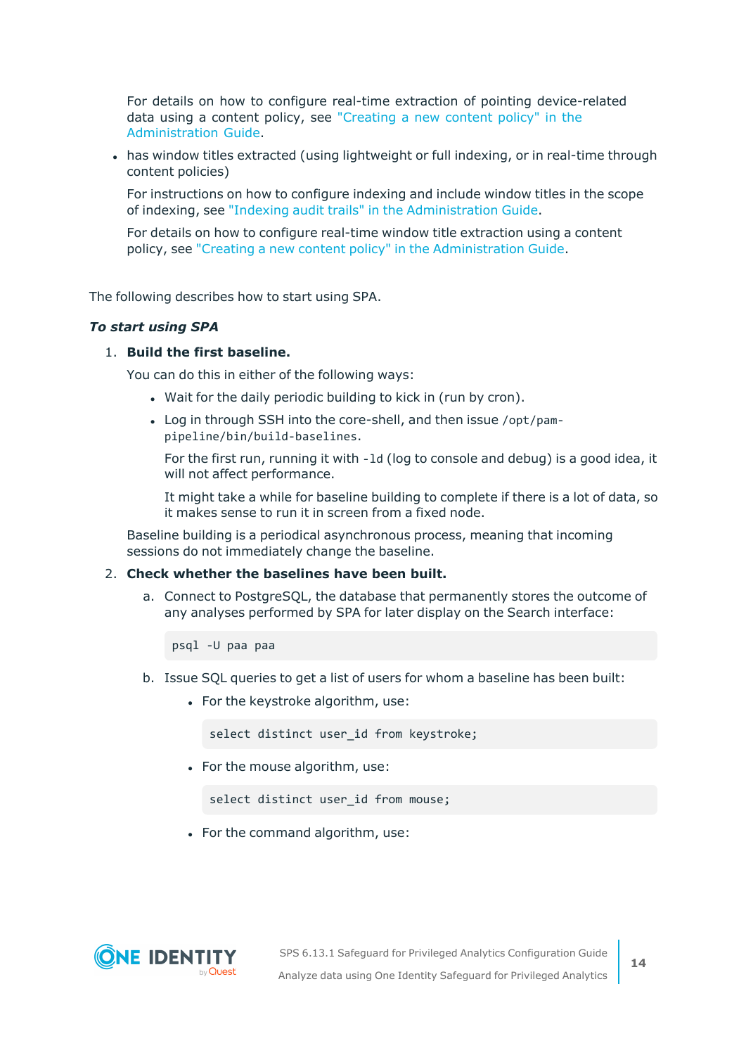For details on how to configure real-time extraction of pointing device-related data using a content policy, see "Creating a new content policy" in the Administration Guide.

- has window titles extracted (using lightweight or full indexing, or in real-time through content policies)

  For instructions on how to configure indexing and include window titles in the scope of indexing, see "Indexing audit trails" in the Administration Guide.

  For details on how to configure real-time window title extraction using a content policy, see "Creating a new content policy" in the Administration Guide.

The following describes how to start using SPA.

***To start using SPA***

1. **Build the first baseline.**

   You can do this in either of the following ways:

   - Wait for the daily periodic building to kick in (run by cron).
   - Log in through SSH into the core-shell, and then issue `/opt/pam-pipeline/bin/build-baselines`.

     For the first run, running it with `-ld` (log to console and debug) is a good idea, it will not affect performance.

     It might take a while for baseline building to complete if there is a lot of data, so it makes sense to run it in screen from a fixed node.

   Baseline building is a periodical asynchronous process, meaning that incoming sessions do not immediately change the baseline.

2. **Check whether the baselines have been built.**

   a. Connect to PostgreSQL, the database that permanently stores the outcome of any analyses performed by SPA for later display on the Search interface:

   ```
   psql -U paa paa
   ```

   b. Issue SQL queries to get a list of users for whom a baseline has been built:

   - For the keystroke algorithm, use:

     ```
     select distinct user_id from keystroke;
     ```

   - For the mouse algorithm, use:

     ```
     select distinct user_id from mouse;
     ```

   - For the command algorithm, use: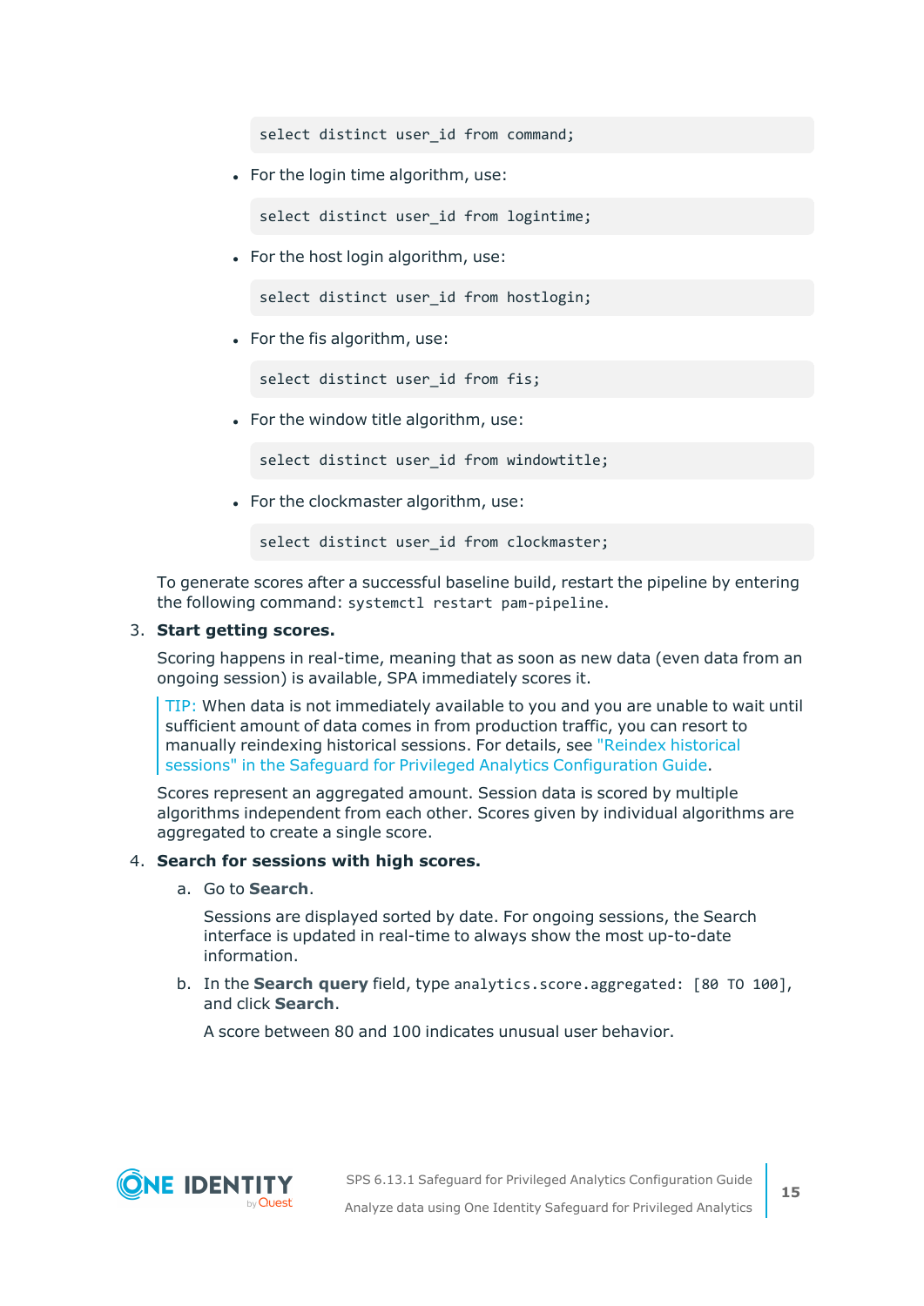```
select distinct user_id from command;
```

- For the login time algorithm, use:

```
select distinct user_id from logintime;
```

- For the host login algorithm, use:

```
select distinct user_id from hostlogin;
```

- For the fis algorithm, use:

```
select distinct user_id from fis;
```

- For the window title algorithm, use:

```
select distinct user_id from windowtitle;
```

- For the clockmaster algorithm, use:

```
select distinct user_id from clockmaster;
```

To generate scores after a successful baseline build, restart the pipeline by entering the following command: `systemctl restart pam-pipeline`.

3. **Start getting scores.**

   Scoring happens in real-time, meaning that as soon as new data (even data from an ongoing session) is available, SPA immediately scores it.

   > TIP: When data is not immediately available to you and you are unable to wait until sufficient amount of data comes in from production traffic, you can resort to manually reindexing historical sessions. For details, see "Reindex historical sessions" in the Safeguard for Privileged Analytics Configuration Guide.

   Scores represent an aggregated amount. Session data is scored by multiple algorithms independent from each other. Scores given by individual algorithms are aggregated to create a single score.

4. **Search for sessions with high scores.**

   a. Go to **Search**.

      Sessions are displayed sorted by date. For ongoing sessions, the Search interface is updated in real-time to always show the most up-to-date information.

   b. In the **Search query** field, type `analytics.score.aggregated: [80 TO 100]`, and click **Search**.

      A score between 80 and 100 indicates unusual user behavior.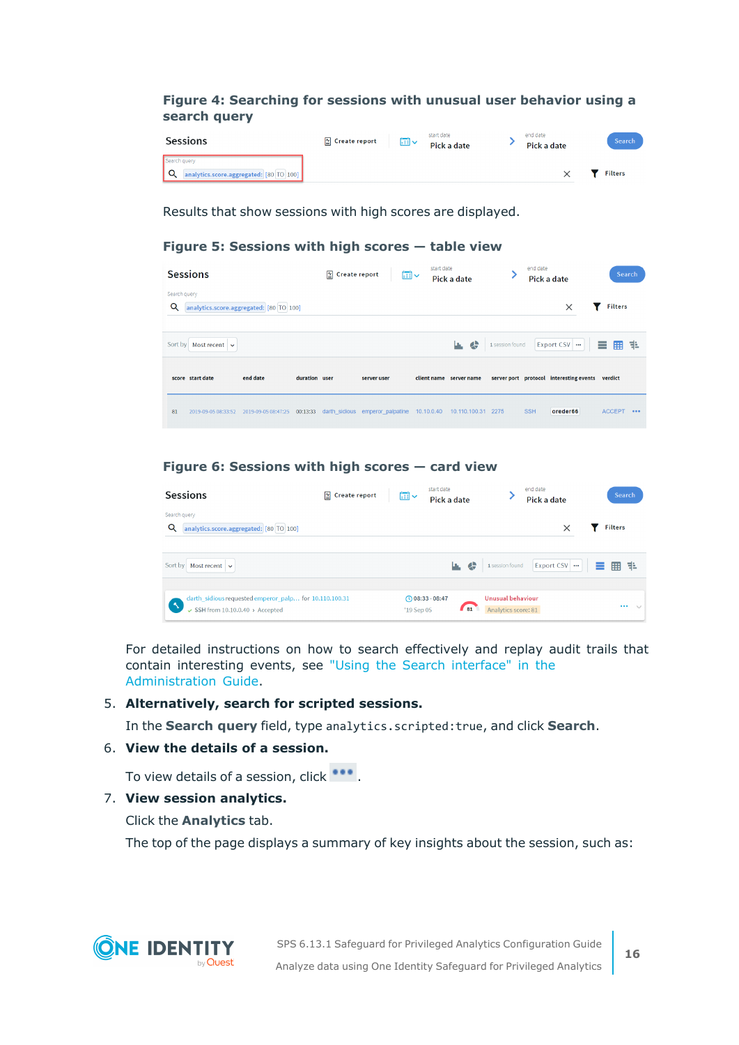**Figure 4: Searching for sessions with unusual user behavior using a search query**

Results that show sessions with high scores are displayed.

**Figure 5: Sessions with high scores — table view**

**Figure 6: Sessions with high scores — card view**

For detailed instructions on how to search effectively and replay audit trails that contain interesting events, see "Using the Search interface" in the Administration Guide.

5. **Alternatively, search for scripted sessions.**

   In the **Search query** field, type `analytics.scripted:true`, and click **Search**.

6. **View the details of a session.**

   To view details of a session, click ••• .

7. **View session analytics.**

   Click the **Analytics** tab.

   The top of the page displays a summary of key insights about the session, such as: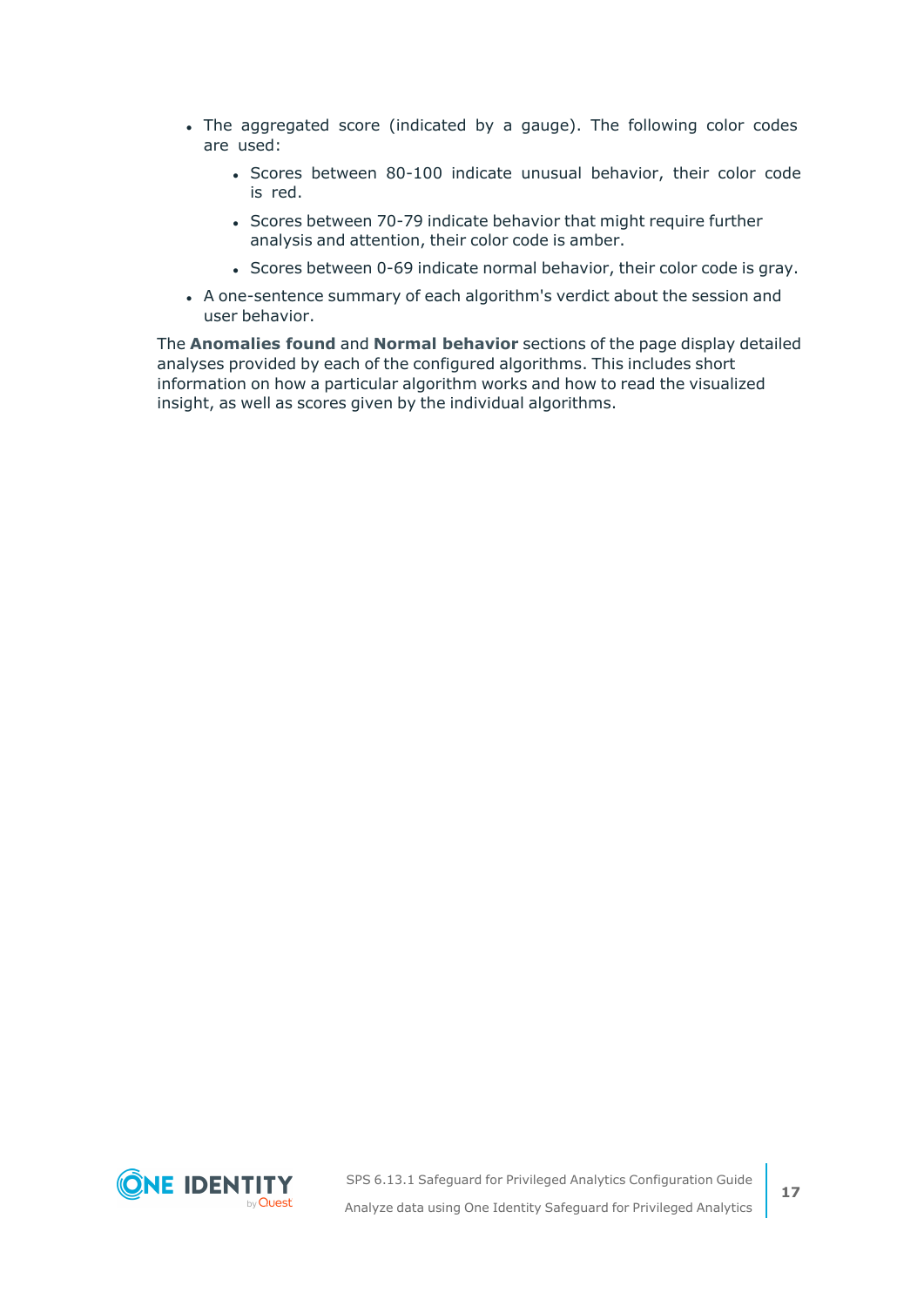- The aggregated score (indicated by a gauge). The following color codes are used:
  - Scores between 80-100 indicate unusual behavior, their color code is red.
  - Scores between 70-79 indicate behavior that might require further analysis and attention, their color code is amber.
  - Scores between 0-69 indicate normal behavior, their color code is gray.
- A one-sentence summary of each algorithm's verdict about the session and user behavior.

The **Anomalies found** and **Normal behavior** sections of the page display detailed analyses provided by each of the configured algorithms. This includes short information on how a particular algorithm works and how to read the visualized insight, as well as scores given by the individual algorithms.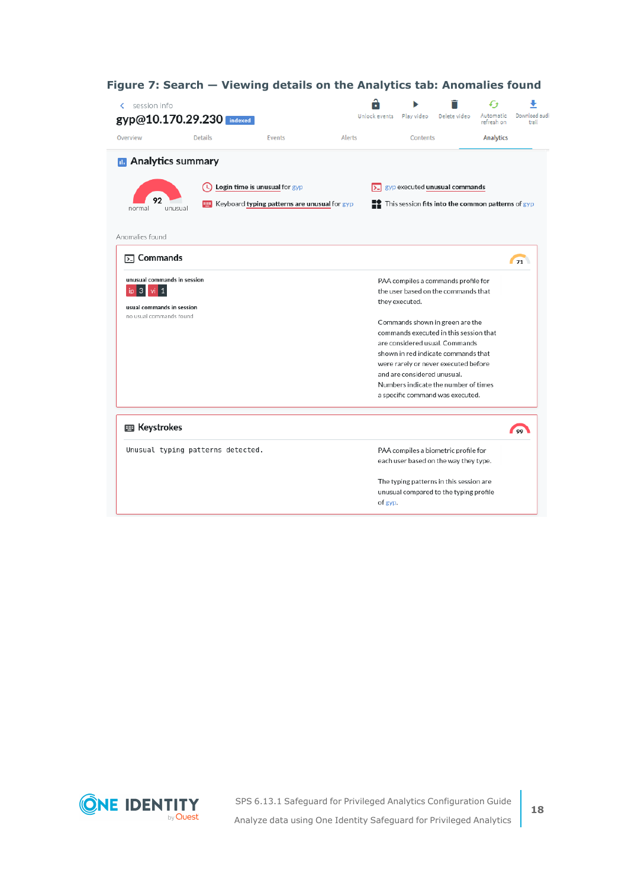**Figure 7: Search — Viewing details on the Analytics tab: Anomalies found**

session info

gyp@10.170.29.230 indexed

Unlock events | Play video | Delete video | Automatic refresh on | Download audit trail

Overview | Details | Events | Alerts | Contents | Analytics

**Analytics summary**

92 normal unusual

**Login time is unusual** for gyp

gyp executed **unusual commands**

Keyboard **typing patterns are unusual** for gyp

This session **fits into the common patterns** of gyp

Anomalies found

**Commands** 71

unusual commands in session

ip 3 vi 1

usual commands in session

no usual commands found

PAA compiles a commands profile for the user based on the commands that they executed.

Commands shown in green are the commands executed in this session that are considered usual. Commands shown in red indicate commands that were rarely or never executed before and are considered unusual. Numbers indicate the number of times a specific command was executed.

**Keystrokes** 99

```
Unusual typing patterns detected.
```

PAA compiles a biometric profile for each user based on the way they type.

The typing patterns in this session are unusual compared to the typing profile of gyp.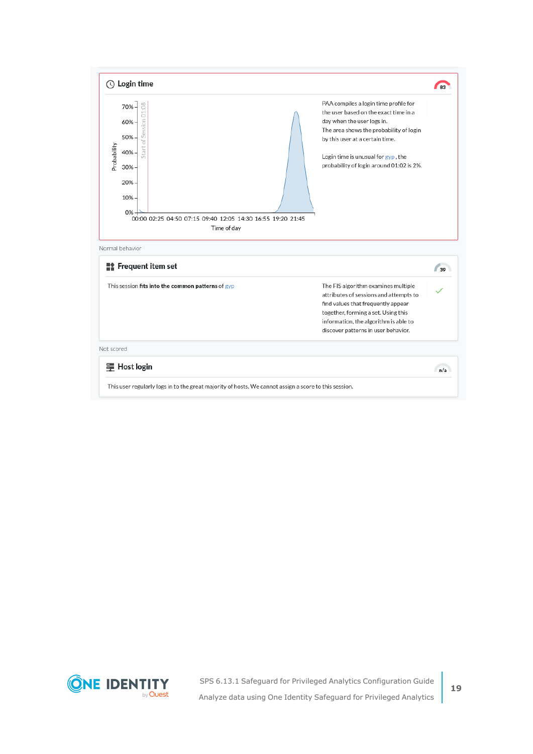**Login time** 83

PAA compiles a login time profile for the user based on the exact time in a day when the user logs in. The area shows the probability of login by this user at a certain time.

Login time is unusual for gyp, the probability of login around 01:02 is 2%.

Normal behavior

**Frequent item set** 39

This session **fits into the common patterns** of gyp

The FIS algorithm examines multiple attributes of sessions and attempts to find values that frequently appear together, forming a set. Using this information, the algorithm is able to discover patterns in user behavior.

Not scored

**Host login** n/a

This user regularly logs in to the great majority of hosts. We cannot assign a score to this session.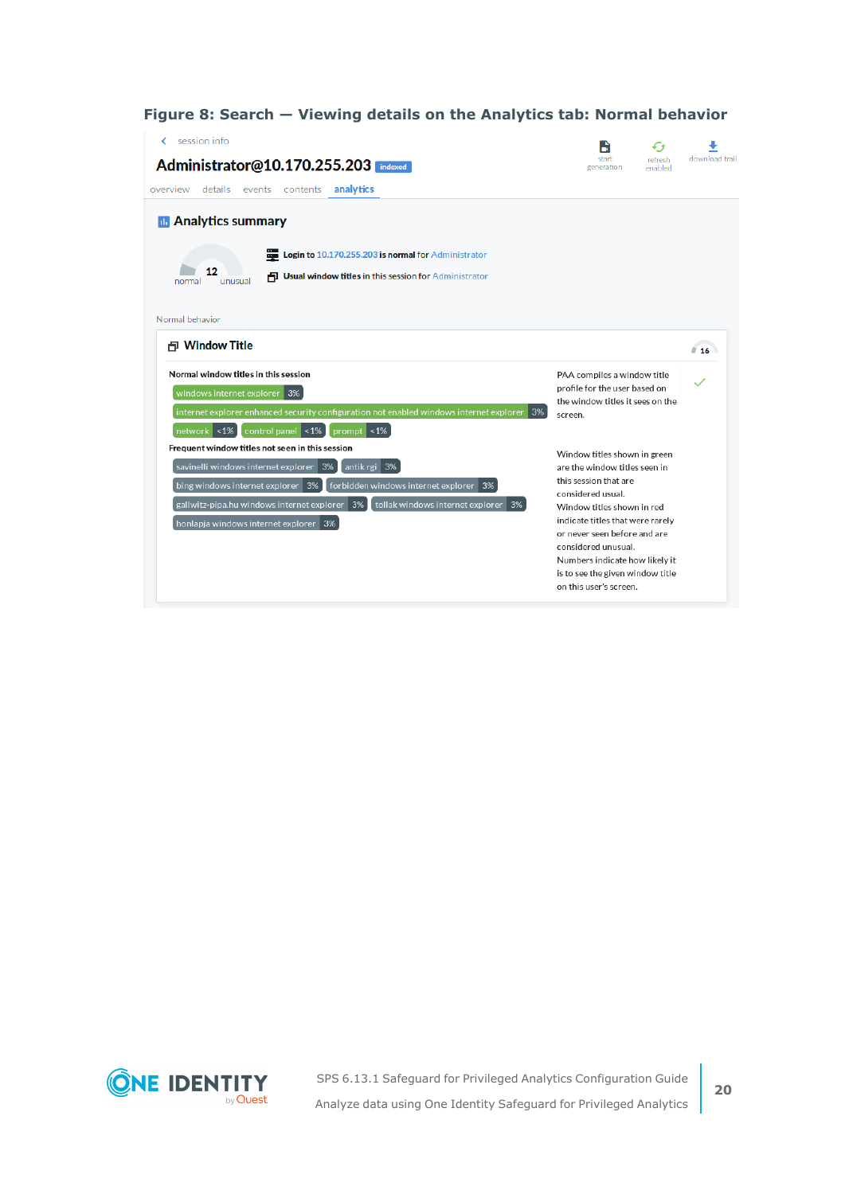**Figure 8: Search — Viewing details on the Analytics tab: Normal behavior**

‹ session info

**Administrator@10.170.255.203** indexed

start generation | refresh enabled | download trail

overview | details | events | contents | **analytics**

**Analytics summary**

12
normal unusual

**Login** to 10.170.255.203 **is normal** for Administrator

**Usual window titles** in this session for Administrator

Normal behavior

**Window Title** 16

**Normal window titles in this session**

windows internet explorer 3%
internet explorer enhanced security configuration not enabled windows internet explorer 3%
network <1% | control panel <1% | prompt <1%

**Frequent window titles not seen in this session**

savinelli windows internet explorer 3% | antik rgi 3%
bing windows internet explorer 3% | forbidden windows internet explorer 3%
gallwitz-pipa.hu windows internet explorer 3% | tollak windows internet explorer 3%
honlapja windows internet explorer 3%

PAA compiles a window title profile for the user based on the window titles it sees on the screen.

Window titles shown in green are the window titles seen in this session that are considered usual.
Window titles shown in red indicate titles that were rarely or never seen before and are considered unusual.
Numbers indicate how likely it is to see the given window title on this user's screen.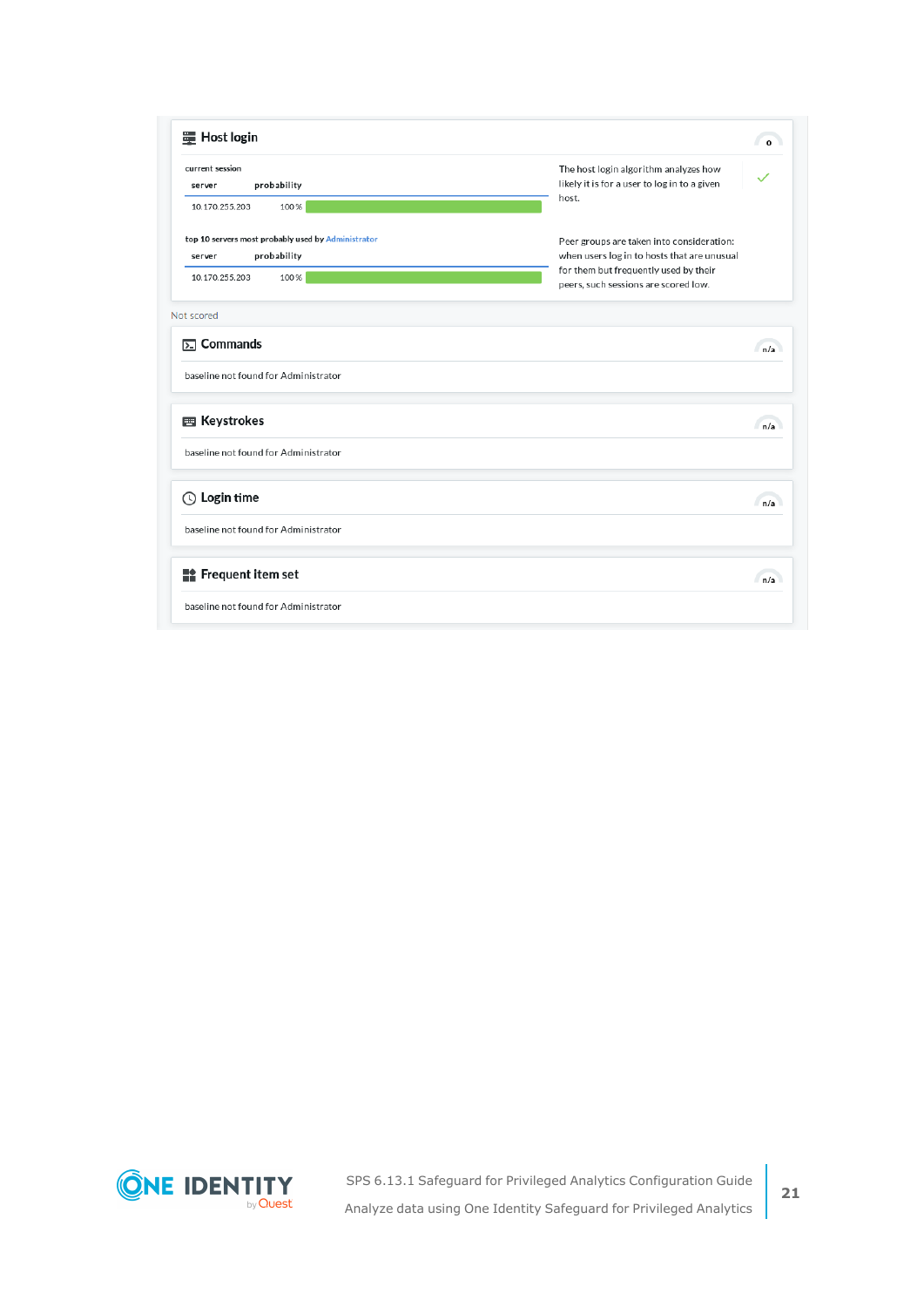**Host login**

current session

| server | probability |
|---|---|
| 10.170.255.203 | 100 % |

top 10 servers most probably used by Administrator

| server | probability |
|---|---|
| 10.170.255.203 | 100 % |

The host login algorithm analyzes how likely it is for a user to log in to a given host.

Peer groups are taken into consideration: when users log in to hosts that are unusual for them but frequently used by their peers, such sessions are scored low.

Not scored

**Commands**

baseline not found for Administrator

**Keystrokes**

baseline not found for Administrator

**Login time**

baseline not found for Administrator

**Frequent Item set**

baseline not found for Administrator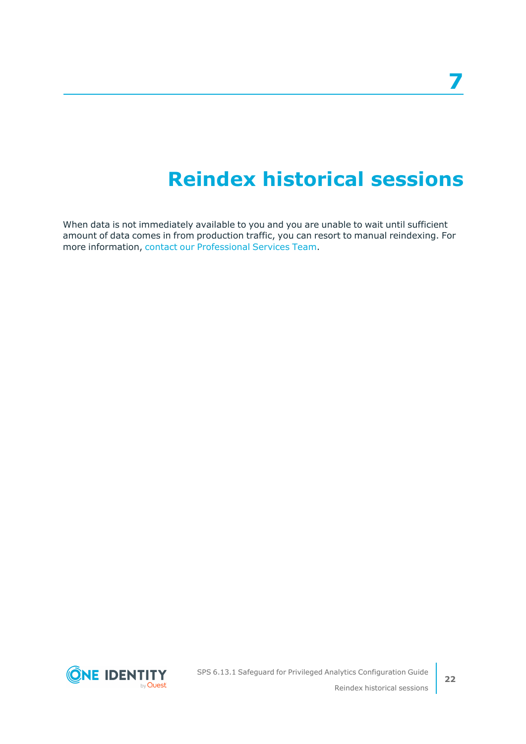# 7 Reindex historical sessions

When data is not immediately available to you and you are unable to wait until sufficient amount of data comes in from production traffic, you can resort to manual reindexing. For more information, contact our Professional Services Team.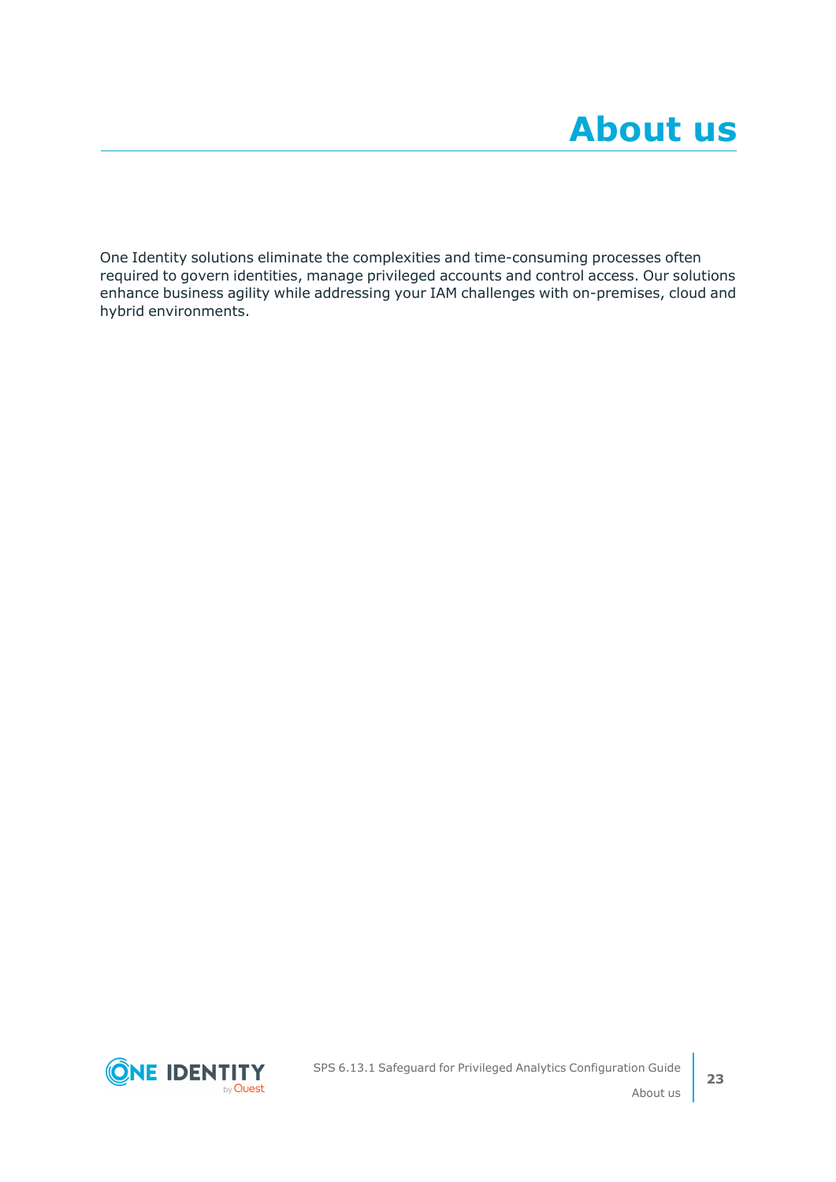# About us

One Identity solutions eliminate the complexities and time-consuming processes often required to govern identities, manage privileged accounts and control access. Our solutions enhance business agility while addressing your IAM challenges with on-premises, cloud and hybrid environments.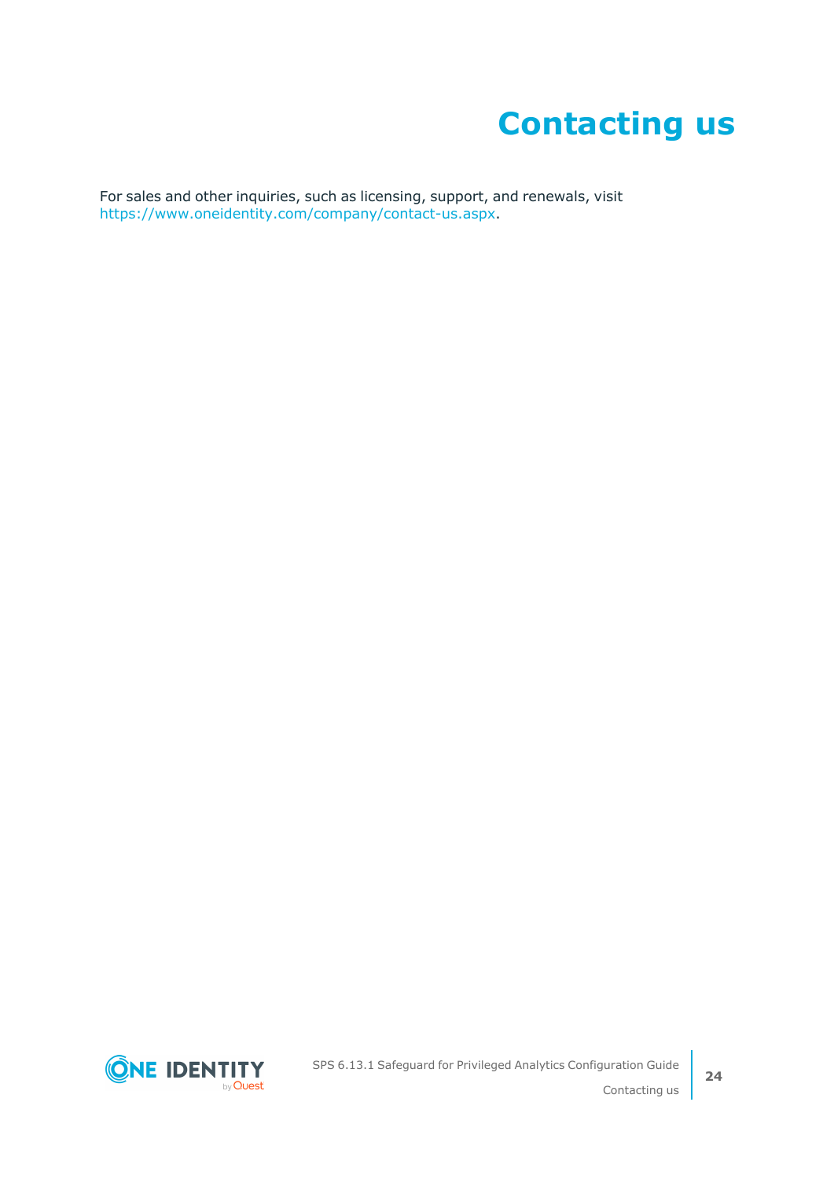# Contacting us

For sales and other inquiries, such as licensing, support, and renewals, visit https://www.oneidentity.com/company/contact-us.aspx.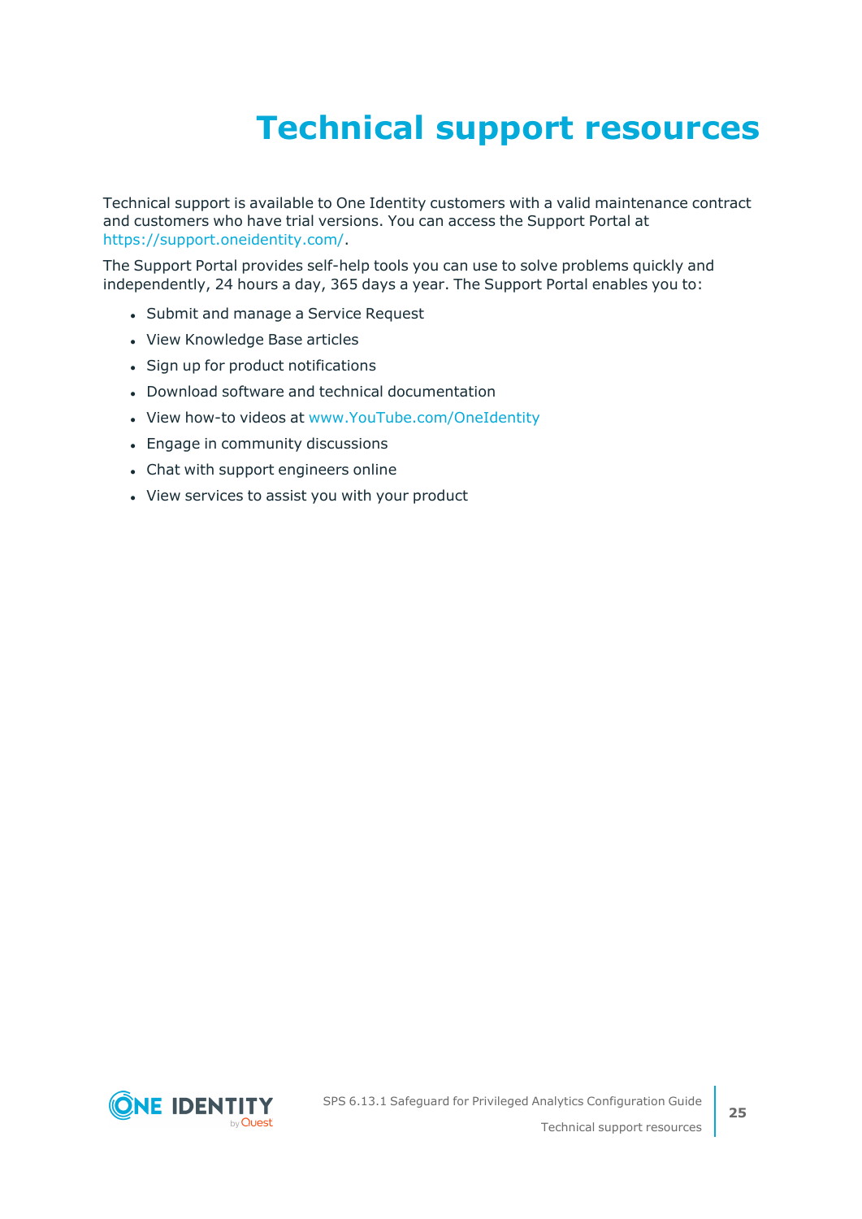# Technical support resources

Technical support is available to One Identity customers with a valid maintenance contract and customers who have trial versions. You can access the Support Portal at https://support.oneidentity.com/.

The Support Portal provides self-help tools you can use to solve problems quickly and independently, 24 hours a day, 365 days a year. The Support Portal enables you to:

- Submit and manage a Service Request
- View Knowledge Base articles
- Sign up for product notifications
- Download software and technical documentation
- View how-to videos at www.YouTube.com/OneIdentity
- Engage in community discussions
- Chat with support engineers online
- View services to assist you with your product